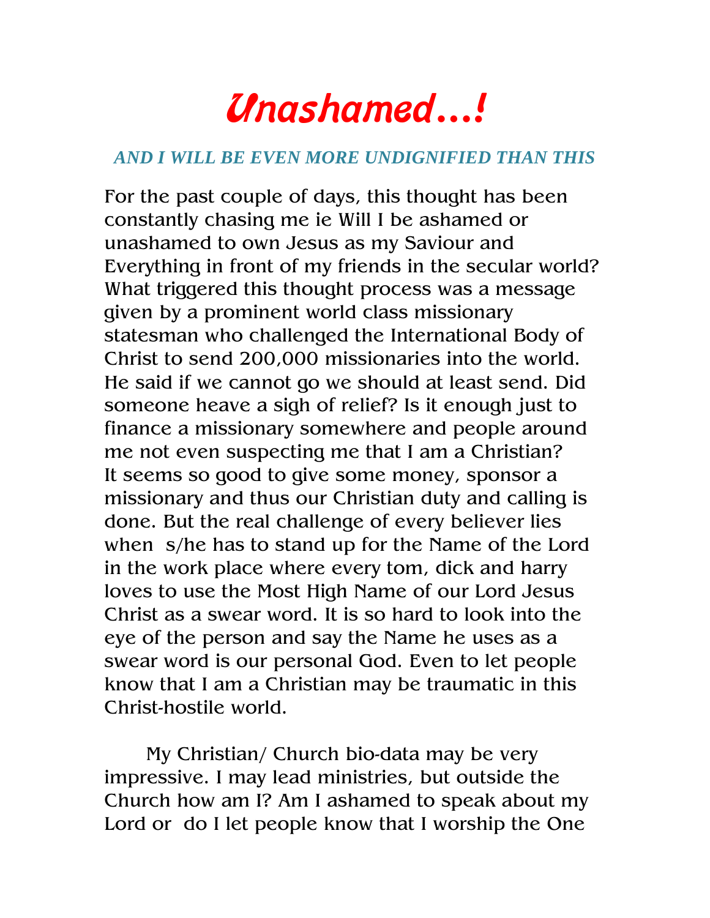# *Unashamed…!*

## *AND I WILL BE EVEN MORE UNDIGNIFIED THAN THIS*

For the past couple of days, this thought has been constantly chasing me ie Will I be ashamed or unashamed to own Jesus as my Saviour and Everything in front of my friends in the secular world? What triggered this thought process was a message given by a prominent world class missionary statesman who challenged the International Body of Christ to send 200,000 missionaries into the world. He said if we cannot go we should at least send. Did someone heave a sigh of relief? Is it enough just to finance a missionary somewhere and people around me not even suspecting me that I am a Christian? It seems so good to give some money, sponsor a missionary and thus our Christian duty and calling is done. But the real challenge of every believer lies when s/he has to stand up for the Name of the Lord in the work place where every tom, dick and harry loves to use the Most High Name of our Lord Jesus Christ as a swear word. It is so hard to look into the eye of the person and say the Name he uses as a swear word is our personal God. Even to let people know that I am a Christian may be traumatic in this Christ-hostile world.

My Christian/ Church bio-data may be very impressive. I may lead ministries, but outside the Church how am I? Am I ashamed to speak about my Lord or do I let people know that I worship the One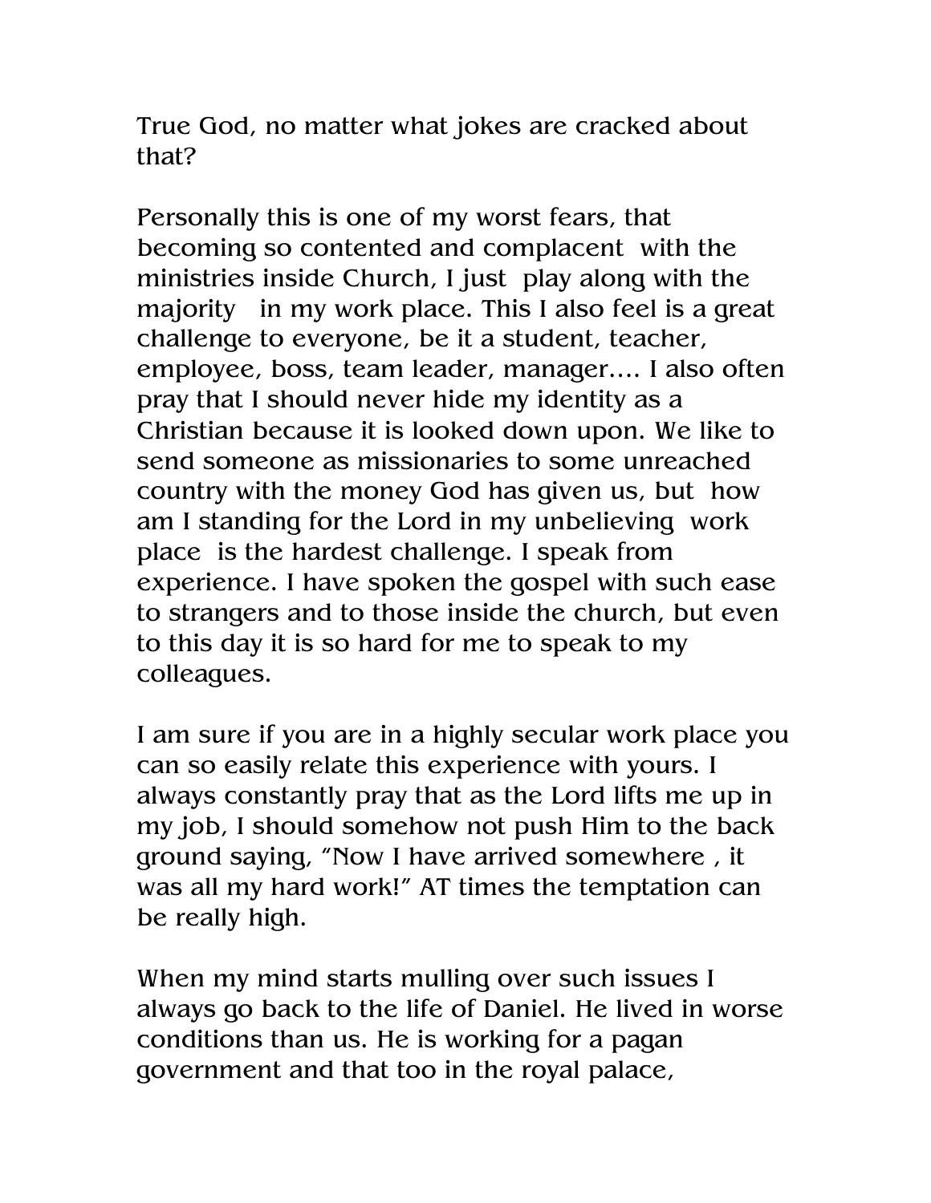True God, no matter what jokes are cracked about that?

Personally this is one of my worst fears, that becoming so contented and complacent with the ministries inside Church, I just play along with the majority in my work place. This I also feel is a great challenge to everyone, be it a student, teacher, employee, boss, team leader, manager.... I also often pray that I should never hide my identity as a Christian because it is looked down upon. We like to send someone as missionaries to some unreached country with the money God has given us, but how am I standing for the Lord in my unbelieving work place is the hardest challenge. I speak from experience. I have spoken the gospel with such ease to strangers and to those inside the church, but even to this day it is so hard for me to speak to my colleagues.

I am sure if you are in a highly secular work place you can so easily relate this experience with yours. I always constantly pray that as the Lord lifts me up in my job, I should somehow not push Him to the back ground saying, "Now I have arrived somewhere , it was all my hard work!" AT times the temptation can be really high.

When my mind starts mulling over such issues I always go back to the life of Daniel. He lived in worse conditions than us. He is working for a pagan government and that too in the royal palace,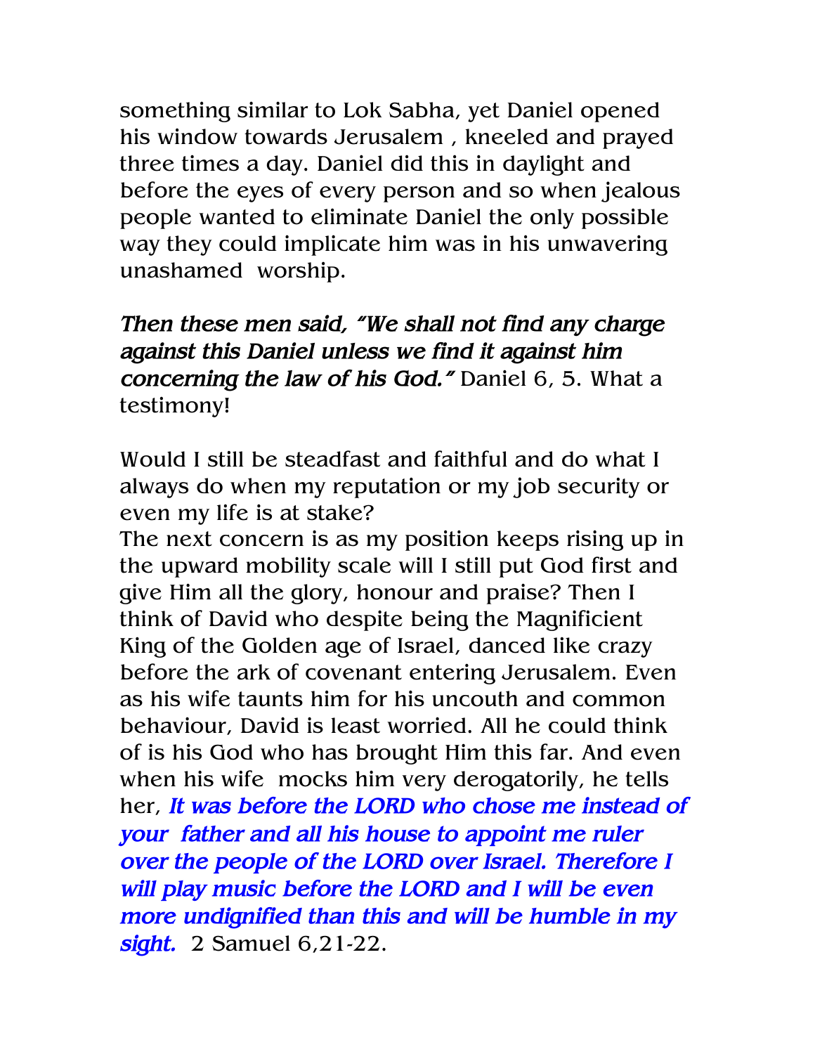something similar to Lok Sabha, yet Daniel opened his window towards Jerusalem , kneeled and prayed three times a day. Daniel did this in daylight and before the eyes of every person and so when jealous people wanted to eliminate Daniel the only possible way they could implicate him was in his unwavering unashamed worship.

***Then these men said, "We shall not find any charge against this Daniel unless we find it against him concerning the law of his God."*** Daniel 6, 5. What a testimony!

Would I still be steadfast and faithful and do what I always do when my reputation or my job security or even my life is at stake?
The next concern is as my position keeps rising up in the upward mobility scale will I still put God first and give Him all the glory, honour and praise? Then I think of David who despite being the Magnificient King of the Golden age of Israel, danced like crazy before the ark of covenant entering Jerusalem. Even as his wife taunts him for his uncouth and common behaviour, David is least worried. All he could think of is his God who has brought Him this far. And even when his wife mocks him very derogatorily, he tells her, ***It was before the LORD who chose me instead of your father and all his house to appoint me ruler over the people of the LORD over Israel. Therefore I will play music before the LORD and I will be even more undignified than this and will be humble in my sight.*** 2 Samuel 6,21-22.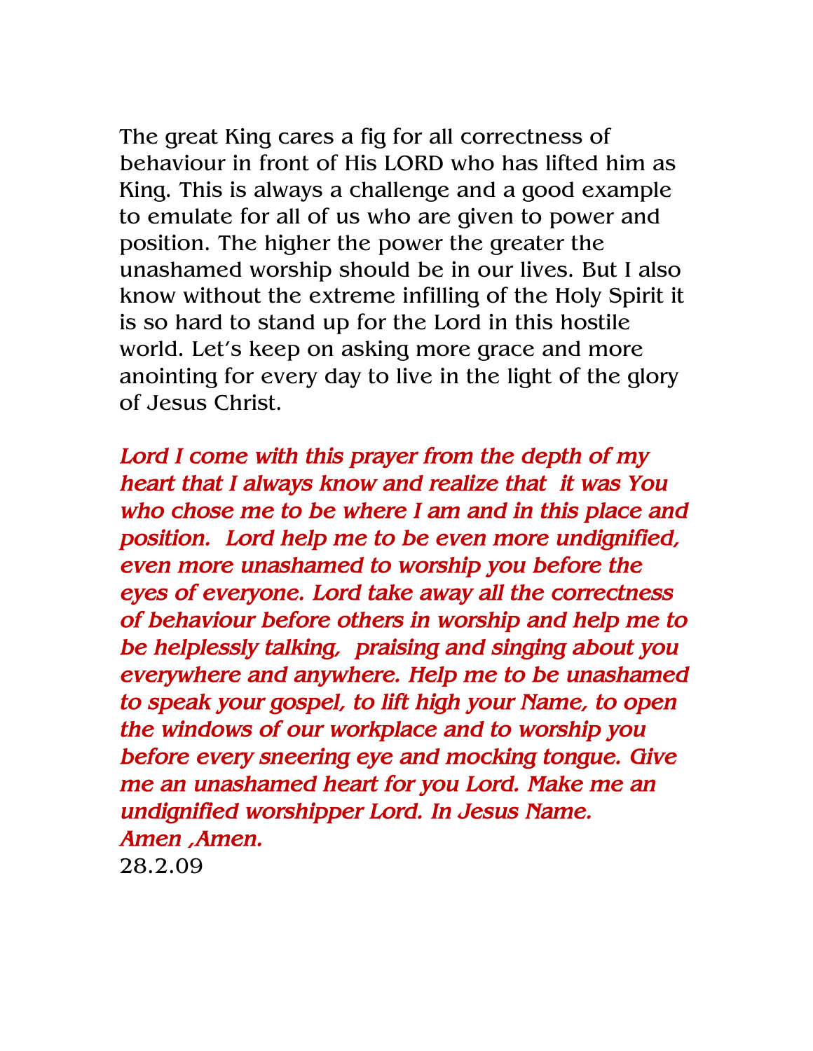The great King cares a fig for all correctness of behaviour in front of His LORD who has lifted him as King. This is always a challenge and a good example to emulate for all of us who are given to power and position. The higher the power the greater the unashamed worship should be in our lives. But I also know without the extreme infilling of the Holy Spirit it is so hard to stand up for the Lord in this hostile world. Let's keep on asking more grace and more anointing for every day to live in the light of the glory of Jesus Christ.

*Lord I come with this prayer from the depth of my heart that I always know and realize that it was You who chose me to be where I am and in this place and position. Lord help me to be even more undignified, even more unashamed to worship you before the eyes of everyone. Lord take away all the correctness of behaviour before others in worship and help me to be helplessly talking, praising and singing about you everywhere and anywhere. Help me to be unashamed to speak your gospel, to lift high your Name, to open the windows of our workplace and to worship you before every sneering eye and mocking tongue. Give me an unashamed heart for you Lord. Make me an undignified worshipper Lord. In Jesus Name. Amen ,Amen.*

28.2.09